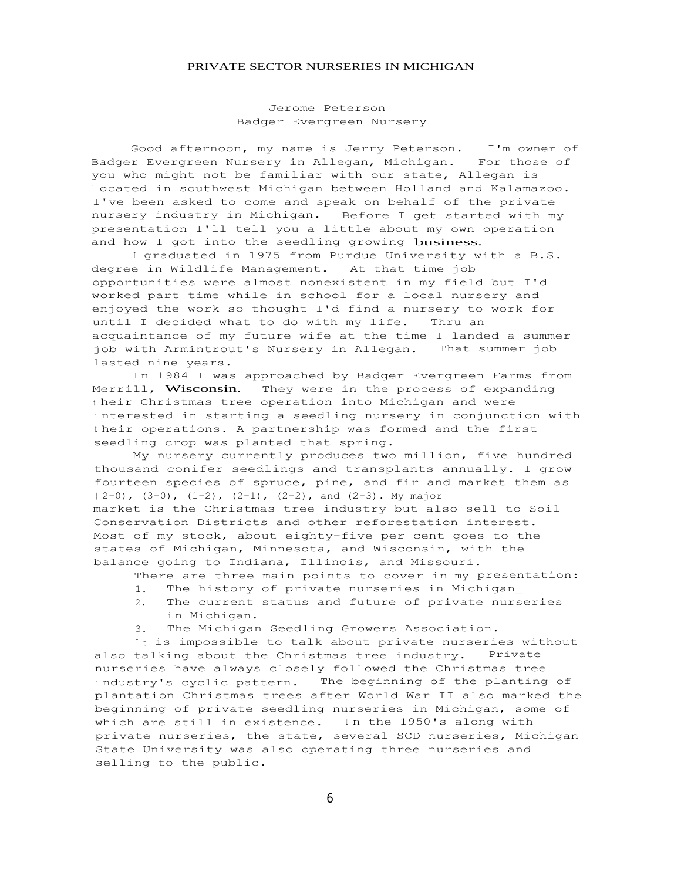# PRIVATE SECTOR NURSERIES IN MICHIGAN

Jerome Peterson
Badger Evergreen Nursery

Good afternoon, my name is Jerry Peterson. I'm owner of Badger Evergreen Nursery in Allegan, Michigan. For those of you who might not be familiar with our state, Allegan is located in southwest Michigan between Holland and Kalamazoo. I've been asked to come and speak on behalf of the private nursery industry in Michigan. Before I get started with my presentation I'll tell you a little about my own operation and how I got into the seedling growing business.

I graduated in 1975 from Purdue University with a B.S. degree in Wildlife Management. At that time job opportunities were almost nonexistent in my field but I'd worked part time while in school for a local nursery and enjoyed the work so thought I'd find a nursery to work for until I decided what to do with my life. Thru an acquaintance of my future wife at the time I landed a summer job with Armintrout's Nursery in Allegan. That summer job lasted nine years.

In 1984 I was approached by Badger Evergreen Farms from Merrill, Wisconsin. They were in the process of expanding their Christmas tree operation into Michigan and were interested in starting a seedling nursery in conjunction with their operations. A partnership was formed and the first seedling crop was planted that spring.

My nursery currently produces two million, five hundred thousand conifer seedlings and transplants annually. I grow fourteen species of spruce, pine, and fir and market them as (2-0), (3-0), (1-2), (2-1), (2-2), and (2-3). My major market is the Christmas tree industry but also sell to Soil Conservation Districts and other reforestation interest. Most of my stock, about eighty-five per cent goes to the states of Michigan, Minnesota, and Wisconsin, with the balance going to Indiana, Illinois, and Missouri.

There are three main points to cover in my presentation:

1. The history of private nurseries in Michigan_
2. The current status and future of private nurseries in Michigan.
3. The Michigan Seedling Growers Association.

It is impossible to talk about private nurseries without also talking about the Christmas tree industry. Private nurseries have always closely followed the Christmas tree industry's cyclic pattern. The beginning of the planting of plantation Christmas trees after World War II also marked the beginning of private seedling nurseries in Michigan, some of which are still in existence. In the 1950's along with private nurseries, the state, several SCD nurseries, Michigan State University was also operating three nurseries and selling to the public.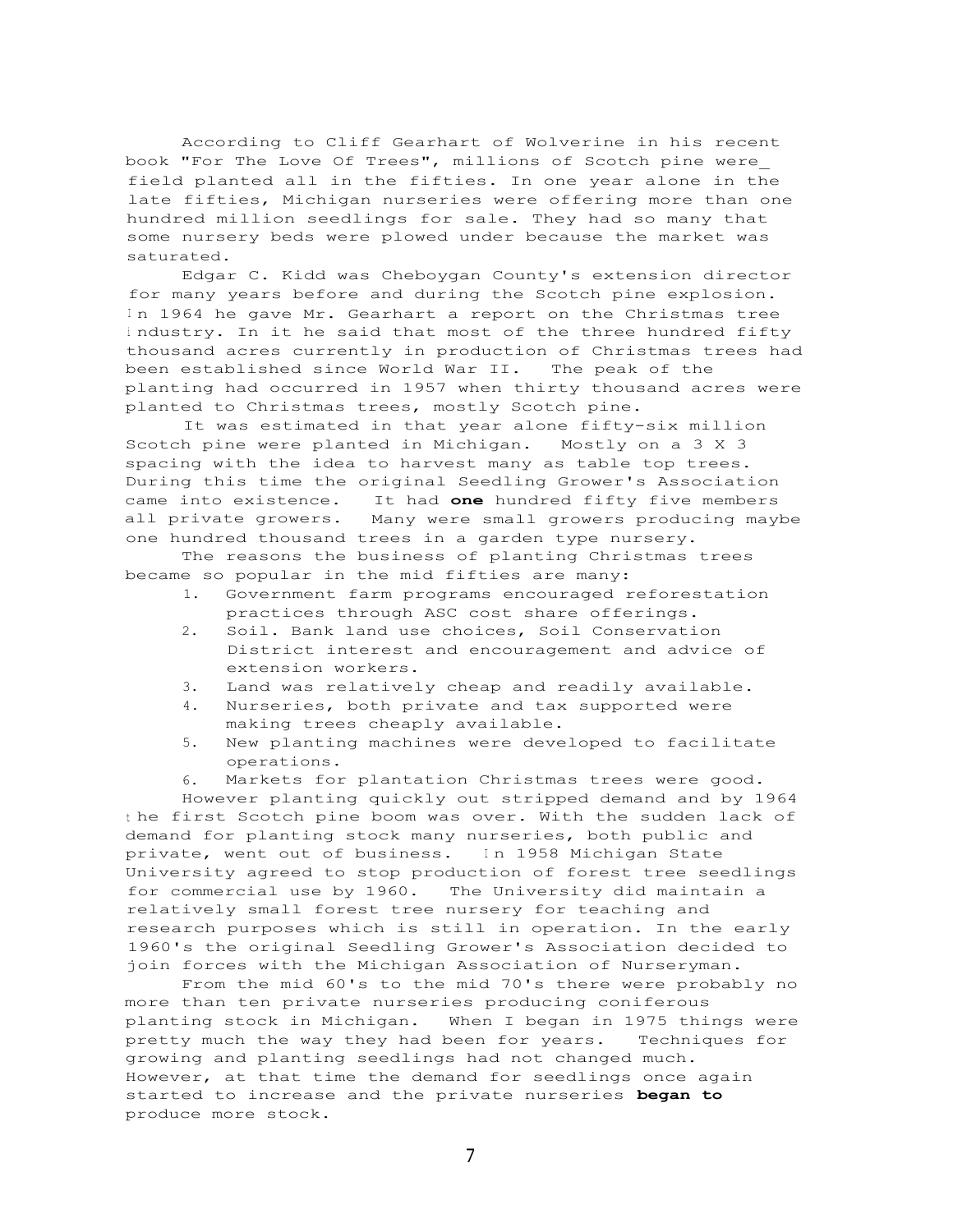According to Cliff Gearhart of Wolverine in his recent book "For The Love Of Trees", millions of Scotch pine were field planted all in the fifties. In one year alone in the late fifties, Michigan nurseries were offering more than one hundred million seedlings for sale. They had so many that some nursery beds were plowed under because the market was saturated.

Edgar C. Kidd was Cheboygan County's extension director for many years before and during the Scotch pine explosion. In 1964 he gave Mr. Gearhart a report on the Christmas tree industry. In it he said that most of the three hundred fifty thousand acres currently in production of Christmas trees had been established since World War II. The peak of the planting had occurred in 1957 when thirty thousand acres were planted to Christmas trees, mostly Scotch pine.

It was estimated in that year alone fifty-six million Scotch pine were planted in Michigan. Mostly on a 3 X 3 spacing with the idea to harvest many as table top trees. During this time the original Seedling Grower's Association came into existence. It had **one** hundred fifty five members all private growers. Many were small growers producing maybe one hundred thousand trees in a garden type nursery.

The reasons the business of planting Christmas trees became so popular in the mid fifties are many:

1. Government farm programs encouraged reforestation practices through ASC cost share offerings.
2. Soil. Bank land use choices, Soil Conservation District interest and encouragement and advice of extension workers.
3. Land was relatively cheap and readily available.
4. Nurseries, both private and tax supported were making trees cheaply available.
5. New planting machines were developed to facilitate operations.
6. Markets for plantation Christmas trees were good.

However planting quickly out stripped demand and by 1964 the first Scotch pine boom was over. With the sudden lack of demand for planting stock many nurseries, both public and private, went out of business. In 1958 Michigan State University agreed to stop production of forest tree seedlings for commercial use by 1960. The University did maintain a relatively small forest tree nursery for teaching and research purposes which is still in operation. In the early 1960's the original Seedling Grower's Association decided to join forces with the Michigan Association of Nurseryman.

From the mid 60's to the mid 70's there were probably no more than ten private nurseries producing coniferous planting stock in Michigan. When I began in 1975 things were pretty much the way they had been for years. Techniques for growing and planting seedlings had not changed much. However, at that time the demand for seedlings once again started to increase and the private nurseries **began to** produce more stock.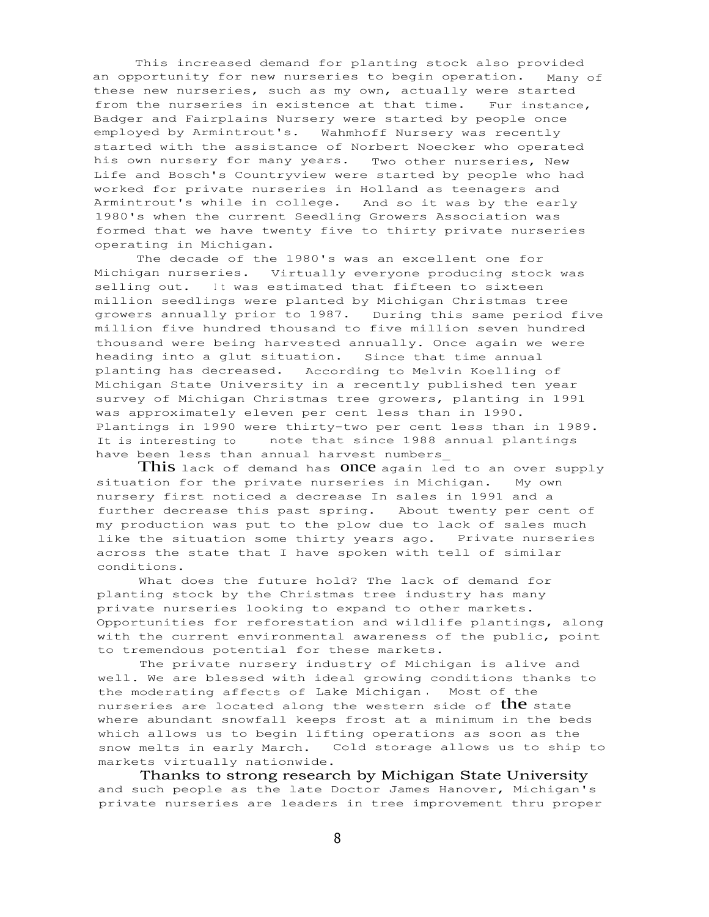This increased demand for planting stock also provided an opportunity for new nurseries to begin operation. Many of these new nurseries, such as my own, actually were started from the nurseries in existence at that time. Fur instance, Badger and Fairplains Nursery were started by people once employed by Armintrout's. Wahmhoff Nursery was recently started with the assistance of Norbert Noecker who operated his own nursery for many years. Two other nurseries, New Life and Bosch's Countryview were started by people who had worked for private nurseries in Holland as teenagers and Armintrout's while in college. And so it was by the early 1980's when the current Seedling Growers Association was formed that we have twenty five to thirty private nurseries operating in Michigan.

The decade of the 1980's was an excellent one for Michigan nurseries. Virtually everyone producing stock was selling out. It was estimated that fifteen to sixteen million seedlings were planted by Michigan Christmas tree growers annually prior to 1987. During this same period five million five hundred thousand to five million seven hundred thousand were being harvested annually. Once again we were heading into a glut situation. Since that time annual planting has decreased. According to Melvin Koelling of Michigan State University in a recently published ten year survey of Michigan Christmas tree growers, planting in 1991 was approximately eleven per cent less than in 1990. Plantings in 1990 were thirty-two per cent less than in 1989. It is interesting to note that since 1988 annual plantings have been less than annual harvest numbers_

This lack of demand has once again led to an over supply situation for the private nurseries in Michigan. My own nursery first noticed a decrease In sales in 1991 and a further decrease this past spring. About twenty per cent of my production was put to the plow due to lack of sales much like the situation some thirty years ago. Private nurseries across the state that I have spoken with tell of similar conditions.

What does the future hold? The lack of demand for planting stock by the Christmas tree industry has many private nurseries looking to expand to other markets. Opportunities for reforestation and wildlife plantings, along with the current environmental awareness of the public, point to tremendous potential for these markets.

The private nursery industry of Michigan is alive and well. We are blessed with ideal growing conditions thanks to the moderating affects of Lake Michigan. Most of the nurseries are located along the western side of the state where abundant snowfall keeps frost at a minimum in the beds which allows us to begin lifting operations as soon as the snow melts in early March. Cold storage allows us to ship to markets virtually nationwide.

Thanks to strong research by Michigan State University and such people as the late Doctor James Hanover, Michigan's private nurseries are leaders in tree improvement thru proper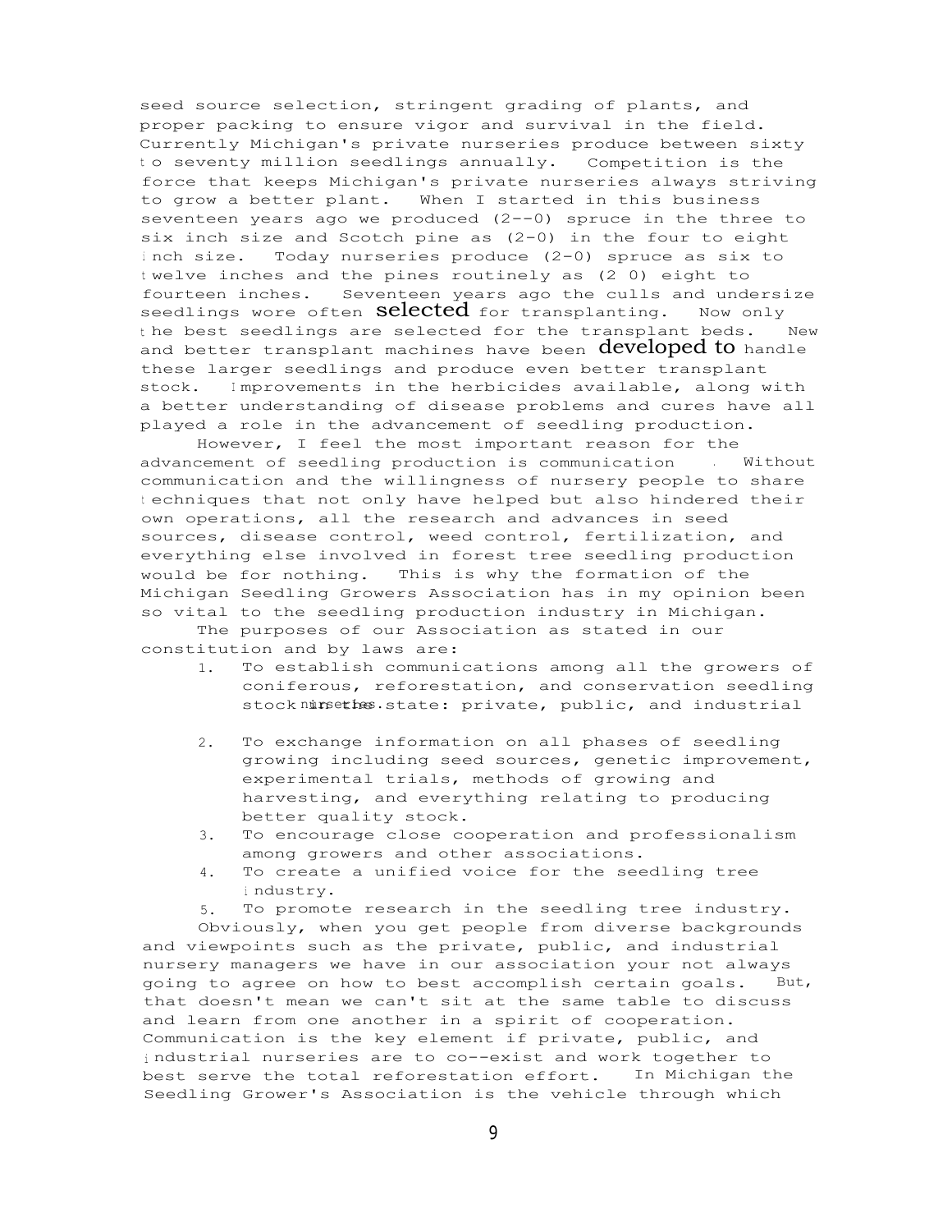seed source selection, stringent grading of plants, and proper packing to ensure vigor and survival in the field. Currently Michigan's private nurseries produce between sixty to seventy million seedlings annually. Competition is the force that keeps Michigan's private nurseries always striving to grow a better plant. When I started in this business seventeen years ago we produced (2--0) spruce in the three to six inch size and Scotch pine as (2-0) in the four to eight inch size. Today nurseries produce (2-0) spruce as six to twelve inches and the pines routinely as (2 0) eight to fourteen inches. Seventeen years ago the culls and undersize seedlings wore often selected for transplanting. Now only the best seedlings are selected for the transplant beds. New and better transplant machines have been developed to handle these larger seedlings and produce even better transplant stock. Improvements in the herbicides available, along with a better understanding of disease problems and cures have all played a role in the advancement of seedling production.

However, I feel the most important reason for the advancement of seedling production is communication. Without communication and the willingness of nursery people to share techniques that not only have helped but also hindered their own operations, all the research and advances in seed sources, disease control, weed control, fertilization, and everything else involved in forest tree seedling production would be for nothing. This is why the formation of the Michigan Seedling Growers Association has in my opinion been so vital to the seedling production industry in Michigan.

The purposes of our Association as stated in our constitution and by laws are:

1. To establish communications among all the growers of coniferous, reforestation, and conservation seedling stock in the state: private, public, and industrial nurseries.
2. To exchange information on all phases of seedling growing including seed sources, genetic improvement, experimental trials, methods of growing and harvesting, and everything relating to producing better quality stock.
3. To encourage close cooperation and professionalism among growers and other associations.
4. To create a unified voice for the seedling tree industry.
5. To promote research in the seedling tree industry.

Obviously, when you get people from diverse backgrounds and viewpoints such as the private, public, and industrial nursery managers we have in our association your not always going to agree on how to best accomplish certain goals. But, that doesn't mean we can't sit at the same table to discuss and learn from one another in a spirit of cooperation. Communication is the key element if private, public, and industrial nurseries are to co--exist and work together to best serve the total reforestation effort. In Michigan the Seedling Grower's Association is the vehicle through which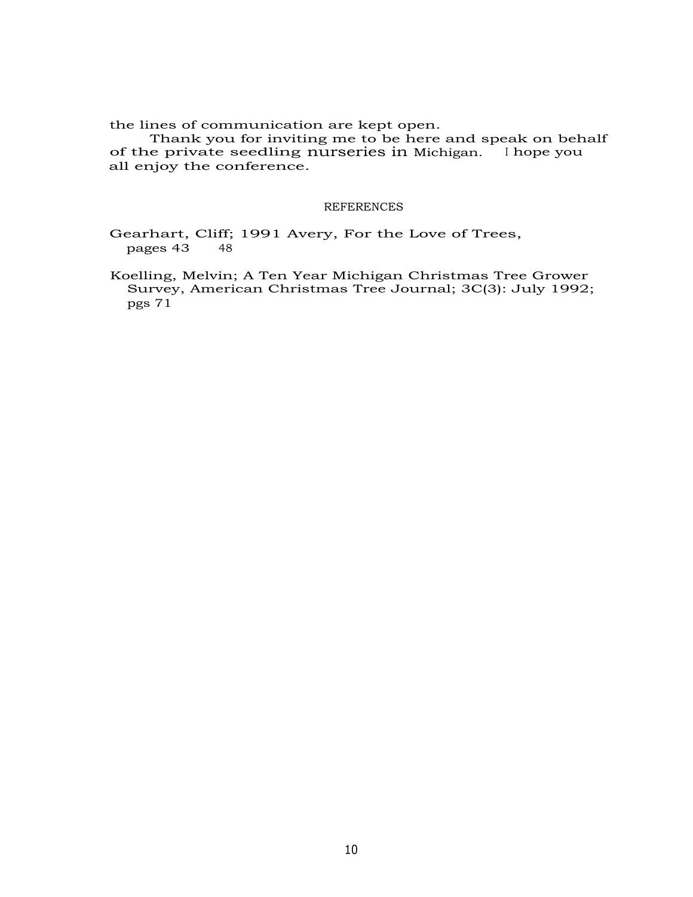the lines of communication are kept open.

Thank you for inviting me to be here and speak on behalf of the private seedling nurseries in Michigan. I hope you all enjoy the conference.

## REFERENCES

Gearhart, Cliff; 1991 Avery, For the Love of Trees, pages 43 48

Koelling, Melvin; A Ten Year Michigan Christmas Tree Grower Survey, American Christmas Tree Journal; 3C(3): July 1992; pgs 71